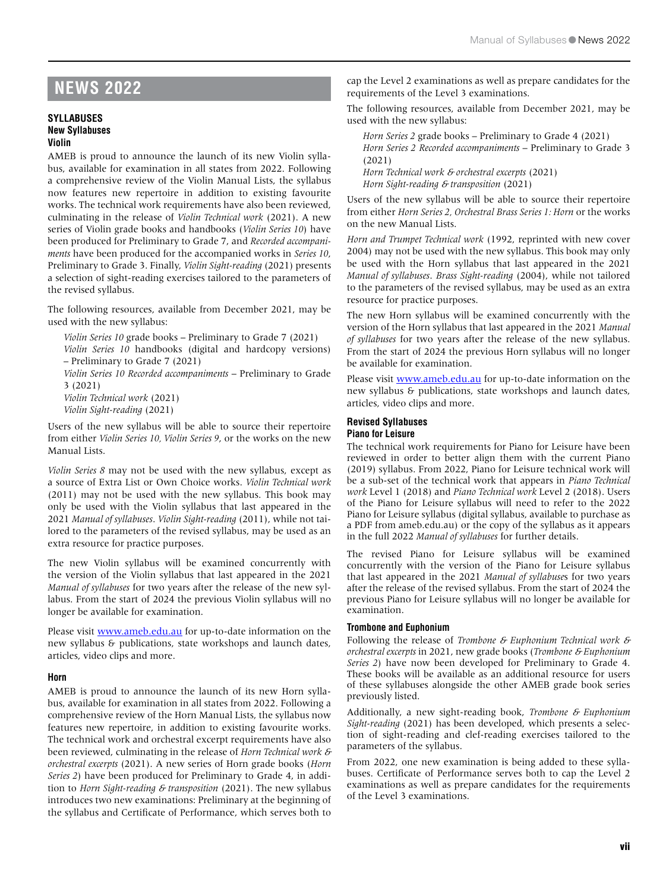# NEWS 2022

## SYLLABUSES

### New Syllabuses

#### Violin

AMEB is proud to announce the launch of its new Violin syllabus, available for examination in all states from 2022. Following a comprehensive review of the Violin Manual Lists, the syllabus now features new repertoire in addition to existing favourite works. The technical work requirements have also been reviewed, culminating in the release of *Violin Technical work* (2021). A new series of Violin grade books and handbooks (*Violin Series 10*) have been produced for Preliminary to Grade 7, and *Recorded accompaniments* have been produced for the accompanied works in *Series 10*, Preliminary to Grade 3. Finally, *Violin Sight-reading* (2021) presents a selection of sight-reading exercises tailored to the parameters of the revised syllabus.

The following resources, available from December 2021, may be used with the new syllabus:

*Violin Series 10* grade books – Preliminary to Grade 7 (2021)
*Violin Series 10* handbooks (digital and hardcopy versions) – Preliminary to Grade 7 (2021)
*Violin Series 10 Recorded accompaniments* – Preliminary to Grade 3 (2021)
*Violin Technical work* (2021)
*Violin Sight-reading* (2021)

Users of the new syllabus will be able to source their repertoire from either *Violin Series 10, Violin Series 9*, or the works on the new Manual Lists.

*Violin Series 8* may not be used with the new syllabus, except as a source of Extra List or Own Choice works. *Violin Technical work* (2011) may not be used with the new syllabus. This book may only be used with the Violin syllabus that last appeared in the 2021 *Manual of syllabuses*. *Violin Sight-reading* (2011), while not tailored to the parameters of the revised syllabus, may be used as an extra resource for practice purposes.

The new Violin syllabus will be examined concurrently with the version of the Violin syllabus that last appeared in the 2021 *Manual of syllabuses* for two years after the release of the new syllabus. From the start of 2024 the previous Violin syllabus will no longer be available for examination.

Please visit www.ameb.edu.au for up-to-date information on the new syllabus & publications, state workshops and launch dates, articles, video clips and more.

#### Horn

AMEB is proud to announce the launch of its new Horn syllabus, available for examination in all states from 2022. Following a comprehensive review of the Horn Manual Lists, the syllabus now features new repertoire, in addition to existing favourite works. The technical work and orchestral excerpt requirements have also been reviewed, culminating in the release of *Horn Technical work & orchestral excerpts* (2021). A new series of Horn grade books (*Horn Series 2*) have been produced for Preliminary to Grade 4, in addition to *Horn Sight-reading & transposition* (2021). The new syllabus introduces two new examinations: Preliminary at the beginning of the syllabus and Certificate of Performance, which serves both to cap the Level 2 examinations as well as prepare candidates for the requirements of the Level 3 examinations.

The following resources, available from December 2021, may be used with the new syllabus:

*Horn Series 2* grade books – Preliminary to Grade 4 (2021)
*Horn Series 2 Recorded accompaniments* – Preliminary to Grade 3 (2021)
*Horn Technical work & orchestral excerpts* (2021)
*Horn Sight-reading & transposition* (2021)

Users of the new syllabus will be able to source their repertoire from either *Horn Series 2, Orchestral Brass Series 1: Horn* or the works on the new Manual Lists.

*Horn and Trumpet Technical work* (1992, reprinted with new cover 2004) may not be used with the new syllabus. This book may only be used with the Horn syllabus that last appeared in the 2021 *Manual of syllabuses*. *Brass Sight-reading* (2004), while not tailored to the parameters of the revised syllabus, may be used as an extra resource for practice purposes.

The new Horn syllabus will be examined concurrently with the version of the Horn syllabus that last appeared in the 2021 *Manual of syllabuses* for two years after the release of the new syllabus. From the start of 2024 the previous Horn syllabus will no longer be available for examination.

Please visit www.ameb.edu.au for up-to-date information on the new syllabus & publications, state workshops and launch dates, articles, video clips and more.

### Revised Syllabuses

#### Piano for Leisure

The technical work requirements for Piano for Leisure have been reviewed in order to better align them with the current Piano (2019) syllabus. From 2022, Piano for Leisure technical work will be a sub-set of the technical work that appears in *Piano Technical work* Level 1 (2018) and *Piano Technical work* Level 2 (2018). Users of the Piano for Leisure syllabus will need to refer to the 2022 Piano for Leisure syllabus (digital syllabus, available to purchase as a PDF from ameb.edu.au) or the copy of the syllabus as it appears in the full 2022 *Manual of syllabuses* for further details.

The revised Piano for Leisure syllabus will be examined concurrently with the version of the Piano for Leisure syllabus that last appeared in the 2021 *Manual of syllabuses* for two years after the release of the revised syllabus. From the start of 2024 the previous Piano for Leisure syllabus will no longer be available for examination.

#### Trombone and Euphonium

Following the release of *Trombone & Euphonium Technical work & orchestral excerpts* in 2021, new grade books (*Trombone & Euphonium Series 2*) have now been developed for Preliminary to Grade 4. These books will be available as an additional resource for users of these syllabuses alongside the other AMEB grade book series previously listed.

Additionally, a new sight-reading book, *Trombone & Euphonium Sight-reading* (2021) has been developed, which presents a selection of sight-reading and clef-reading exercises tailored to the parameters of the syllabus.

From 2022, one new examination is being added to these syllabuses. Certificate of Performance serves both to cap the Level 2 examinations as well as prepare candidates for the requirements of the Level 3 examinations.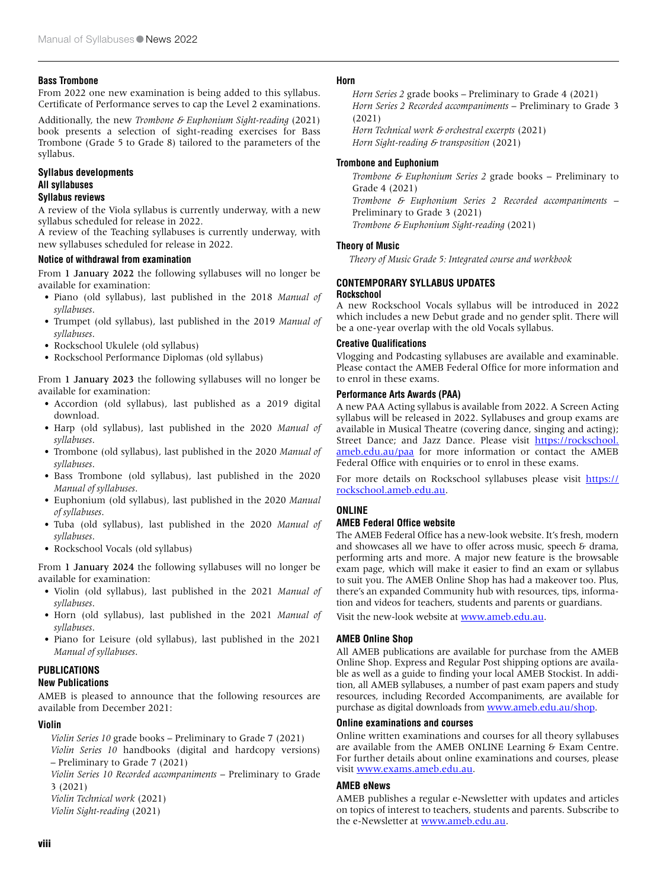### Bass Trombone

From 2022 one new examination is being added to this syllabus. Certificate of Performance serves to cap the Level 2 examinations.

Additionally, the new *Trombone & Euphonium Sight-reading* (2021) book presents a selection of sight-reading exercises for Bass Trombone (Grade 5 to Grade 8) tailored to the parameters of the syllabus.

## Syllabus developments

### All syllabuses

### Syllabus reviews

A review of the Viola syllabus is currently underway, with a new syllabus scheduled for release in 2022.
A review of the Teaching syllabuses is currently underway, with new syllabuses scheduled for release in 2022.

### Notice of withdrawal from examination

From **1 January 2022** the following syllabuses will no longer be available for examination:

- Piano (old syllabus), last published in the 2018 *Manual of syllabuses*.
- Trumpet (old syllabus), last published in the 2019 *Manual of syllabuses*.
- Rockschool Ukulele (old syllabus)
- Rockschool Performance Diplomas (old syllabus)

From **1 January 2023** the following syllabuses will no longer be available for examination:

- Accordion (old syllabus), last published as a 2019 digital download.
- Harp (old syllabus), last published in the 2020 *Manual of syllabuses*.
- Trombone (old syllabus), last published in the 2020 *Manual of syllabuses*.
- Bass Trombone (old syllabus), last published in the 2020 *Manual of syllabuses*.
- Euphonium (old syllabus), last published in the 2020 *Manual of syllabuses*.
- Tuba (old syllabus), last published in the 2020 *Manual of syllabuses*.
- Rockschool Vocals (old syllabus)

From **1 January 2024** the following syllabuses will no longer be available for examination:

- Violin (old syllabus), last published in the 2021 *Manual of syllabuses*.
- Horn (old syllabus), last published in the 2021 *Manual of syllabuses*.
- Piano for Leisure (old syllabus), last published in the 2021 *Manual of syllabuses*.

## PUBLICATIONS

### New Publications

AMEB is pleased to announce that the following resources are available from December 2021:

### Violin

*Violin Series 10* grade books – Preliminary to Grade 7 (2021)
*Violin Series 10* handbooks (digital and hardcopy versions) – Preliminary to Grade 7 (2021)
*Violin Series 10 Recorded accompaniments* – Preliminary to Grade 3 (2021)
*Violin Technical work* (2021)
*Violin Sight-reading* (2021)

### Horn

*Horn Series 2* grade books – Preliminary to Grade 4 (2021)
*Horn Series 2 Recorded accompaniments* – Preliminary to Grade 3 (2021)
*Horn Technical work & orchestral excerpts* (2021)
*Horn Sight-reading & transposition* (2021)

### Trombone and Euphonium

*Trombone & Euphonium Series 2* grade books – Preliminary to Grade 4 (2021)
*Trombone & Euphonium Series 2 Recorded accompaniments* – Preliminary to Grade 3 (2021)
*Trombone & Euphonium Sight-reading* (2021)

### Theory of Music

*Theory of Music Grade 5: Integrated course and workbook*

## CONTEMPORARY SYLLABUS UPDATES

### Rockschool

A new Rockschool Vocals syllabus will be introduced in 2022 which includes a new Debut grade and no gender split. There will be a one-year overlap with the old Vocals syllabus.

### Creative Qualifications

Vlogging and Podcasting syllabuses are available and examinable. Please contact the AMEB Federal Office for more information and to enrol in these exams.

### Performance Arts Awards (PAA)

A new PAA Acting syllabus is available from 2022. A Screen Acting syllabus will be released in 2022. Syllabuses and group exams are available in Musical Theatre (covering dance, singing and acting); Street Dance; and Jazz Dance. Please visit https://rockschool.ameb.edu.au/paa for more information or contact the AMEB Federal Office with enquiries or to enrol in these exams.

For more details on Rockschool syllabuses please visit https://rockschool.ameb.edu.au.

## ONLINE

### AMEB Federal Office website

The AMEB Federal Office has a new-look website. It's fresh, modern and showcases all we have to offer across music, speech & drama, performing arts and more. A major new feature is the browsable exam page, which will make it easier to find an exam or syllabus to suit you. The AMEB Online Shop has had a makeover too. Plus, there's an expanded Community hub with resources, tips, information and videos for teachers, students and parents or guardians.

Visit the new-look website at www.ameb.edu.au.

### AMEB Online Shop

All AMEB publications are available for purchase from the AMEB Online Shop. Express and Regular Post shipping options are available as well as a guide to finding your local AMEB Stockist. In addition, all AMEB syllabuses, a number of past exam papers and study resources, including Recorded Accompaniments, are available for purchase as digital downloads from www.ameb.edu.au/shop.

### Online examinations and courses

Online written examinations and courses for all theory syllabuses are available from the AMEB ONLINE Learning & Exam Centre. For further details about online examinations and courses, please visit www.exams.ameb.edu.au.

### AMEB eNews

AMEB publishes a regular e-Newsletter with updates and articles on topics of interest to teachers, students and parents. Subscribe to the e-Newsletter at www.ameb.edu.au.